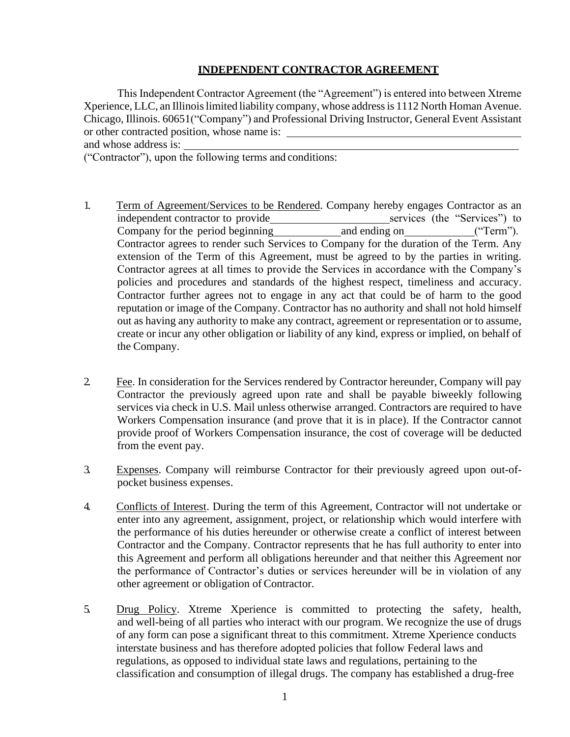# INDEPENDENT CONTRACTOR AGREEMENT

This Independent Contractor Agreement (the "Agreement") is entered into between Xtreme Xperience, LLC, an Illinois limited liability company, whose address is 1112 North Homan Avenue. Chicago, Illinois. 60651("Company") and Professional Driving Instructor, General Event Assistant or other contracted position, whose name is: ______________________________________
and whose address is: __________________________________________________________
("Contractor"), upon the following terms and conditions:

1. Term of Agreement/Services to be Rendered. Company hereby engages Contractor as an independent contractor to provide____________________ services (the "Services") to Company for the period beginning____________ and ending on____________ ("Term"). Contractor agrees to render such Services to Company for the duration of the Term. Any extension of the Term of this Agreement, must be agreed to by the parties in writing. Contractor agrees at all times to provide the Services in accordance with the Company's policies and procedures and standards of the highest respect, timeliness and accuracy. Contractor further agrees not to engage in any act that could be of harm to the good reputation or image of the Company. Contractor has no authority and shall not hold himself out as having any authority to make any contract, agreement or representation or to assume, create or incur any other obligation or liability of any kind, express or implied, on behalf of the Company.

2. Fee. In consideration for the Services rendered by Contractor hereunder, Company will pay Contractor the previously agreed upon rate and shall be payable biweekly following services via check in U.S. Mail unless otherwise arranged. Contractors are required to have Workers Compensation insurance (and prove that it is in place). If the Contractor cannot provide proof of Workers Compensation insurance, the cost of coverage will be deducted from the event pay.

3. Expenses. Company will reimburse Contractor for their previously agreed upon out-of-pocket business expenses.

4. Conflicts of Interest. During the term of this Agreement, Contractor will not undertake or enter into any agreement, assignment, project, or relationship which would interfere with the performance of his duties hereunder or otherwise create a conflict of interest between Contractor and the Company. Contractor represents that he has full authority to enter into this Agreement and perform all obligations hereunder and that neither this Agreement nor the performance of Contractor's duties or services hereunder will be in violation of any other agreement or obligation of Contractor.

5. Drug Policy. Xtreme Xperience is committed to protecting the safety, health, and well-being of all parties who interact with our program. We recognize the use of drugs of any form can pose a significant threat to this commitment. Xtreme Xperience conducts interstate business and has therefore adopted policies that follow Federal laws and regulations, as opposed to individual state laws and regulations, pertaining to the classification and consumption of illegal drugs. The company has established a drug-free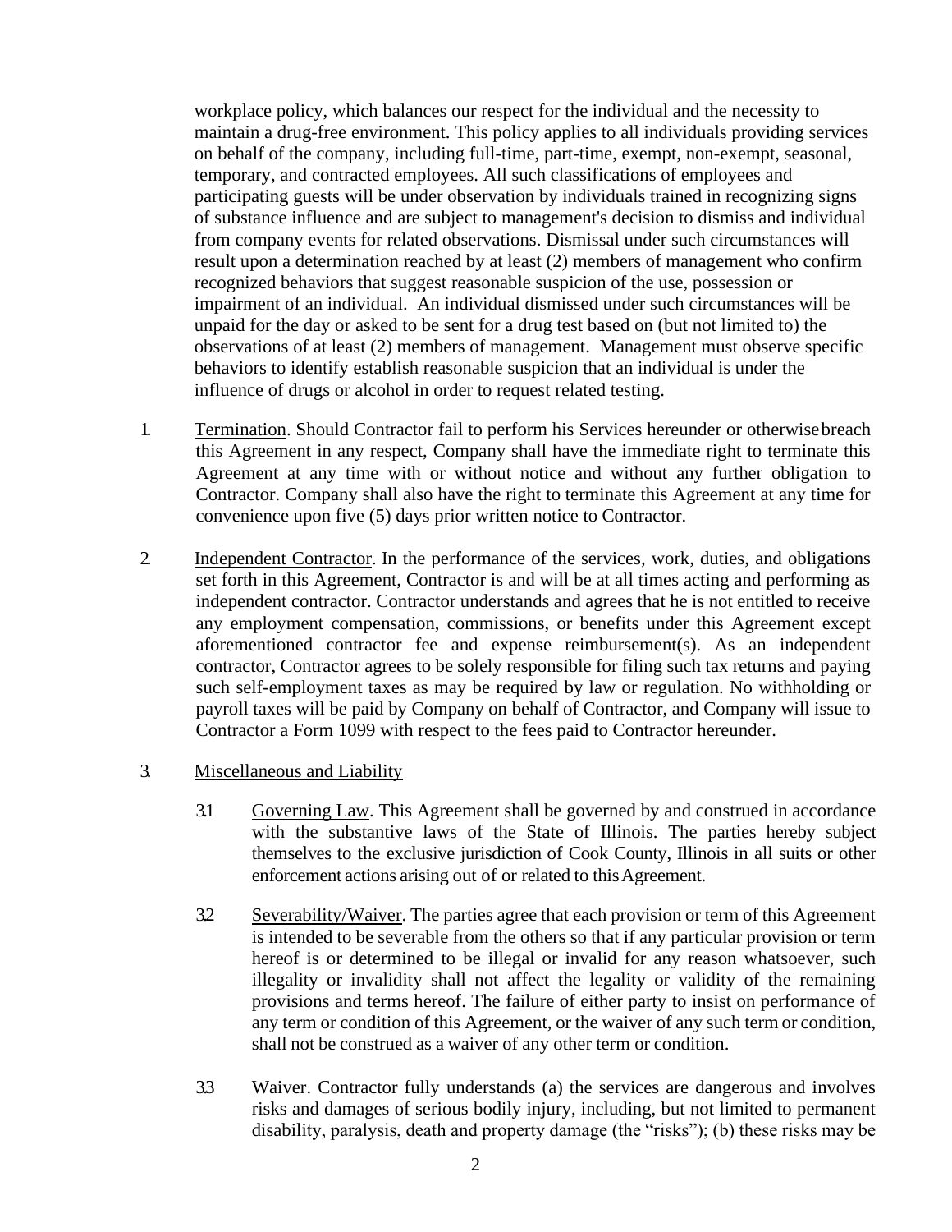workplace policy, which balances our respect for the individual and the necessity to maintain a drug-free environment. This policy applies to all individuals providing services on behalf of the company, including full-time, part-time, exempt, non-exempt, seasonal, temporary, and contracted employees. All such classifications of employees and participating guests will be under observation by individuals trained in recognizing signs of substance influence and are subject to management's decision to dismiss and individual from company events for related observations. Dismissal under such circumstances will result upon a determination reached by at least (2) members of management who confirm recognized behaviors that suggest reasonable suspicion of the use, possession or impairment of an individual. An individual dismissed under such circumstances will be unpaid for the day or asked to be sent for a drug test based on (but not limited to) the observations of at least (2) members of management. Management must observe specific behaviors to identify establish reasonable suspicion that an individual is under the influence of drugs or alcohol in order to request related testing.

1. Termination. Should Contractor fail to perform his Services hereunder or otherwise breach this Agreement in any respect, Company shall have the immediate right to terminate this Agreement at any time with or without notice and without any further obligation to Contractor. Company shall also have the right to terminate this Agreement at any time for convenience upon five (5) days prior written notice to Contractor.

2. Independent Contractor. In the performance of the services, work, duties, and obligations set forth in this Agreement, Contractor is and will be at all times acting and performing as independent contractor. Contractor understands and agrees that he is not entitled to receive any employment compensation, commissions, or benefits under this Agreement except aforementioned contractor fee and expense reimbursement(s). As an independent contractor, Contractor agrees to be solely responsible for filing such tax returns and paying such self-employment taxes as may be required by law or regulation. No withholding or payroll taxes will be paid by Company on behalf of Contractor, and Company will issue to Contractor a Form 1099 with respect to the fees paid to Contractor hereunder.

3. Miscellaneous and Liability

   3.1 Governing Law. This Agreement shall be governed by and construed in accordance with the substantive laws of the State of Illinois. The parties hereby subject themselves to the exclusive jurisdiction of Cook County, Illinois in all suits or other enforcement actions arising out of or related to this Agreement.

   3.2 Severability/Waiver. The parties agree that each provision or term of this Agreement is intended to be severable from the others so that if any particular provision or term hereof is or determined to be illegal or invalid for any reason whatsoever, such illegality or invalidity shall not affect the legality or validity of the remaining provisions and terms hereof. The failure of either party to insist on performance of any term or condition of this Agreement, or the waiver of any such term or condition, shall not be construed as a waiver of any other term or condition.

   3.3 Waiver. Contractor fully understands (a) the services are dangerous and involves risks and damages of serious bodily injury, including, but not limited to permanent disability, paralysis, death and property damage (the "risks"); (b) these risks may be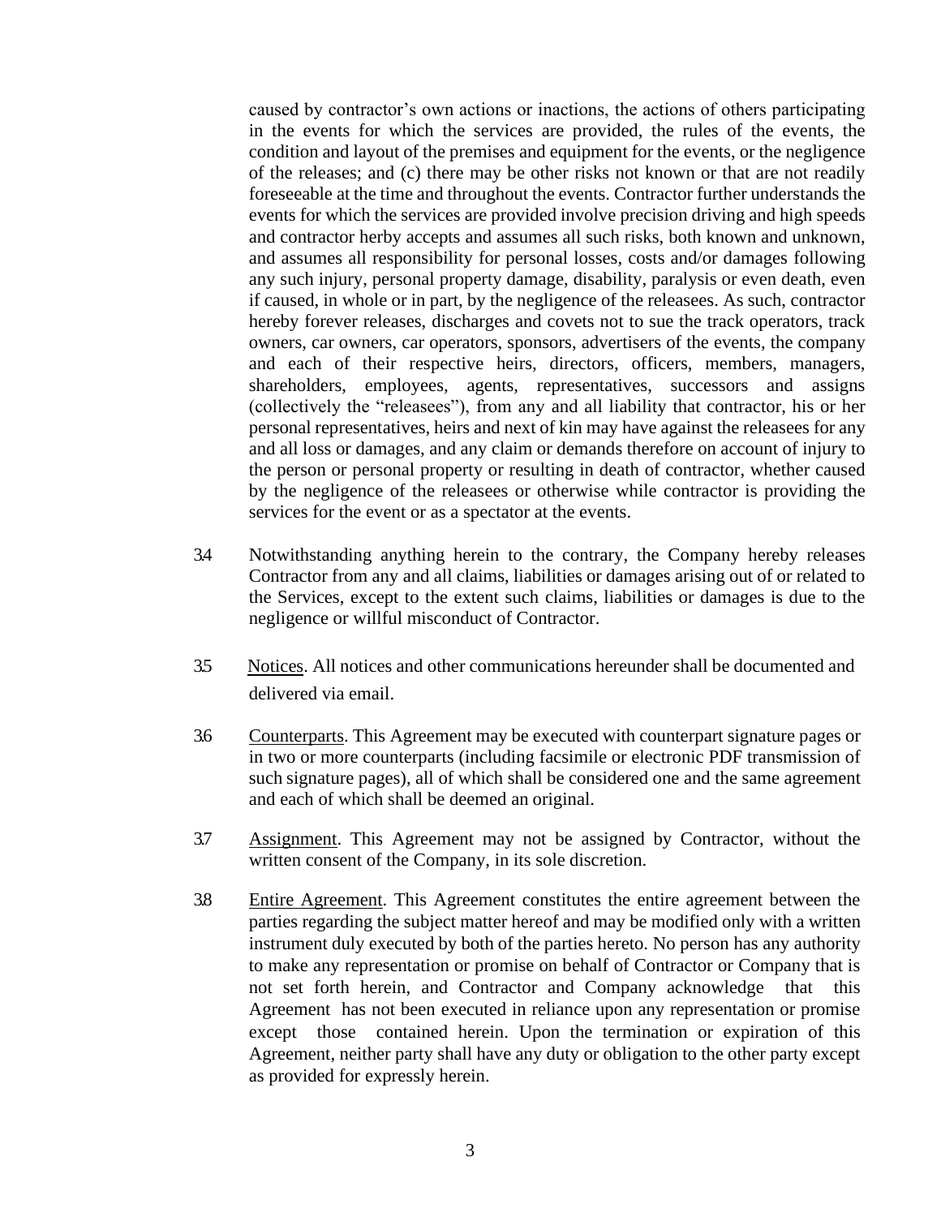caused by contractor's own actions or inactions, the actions of others participating in the events for which the services are provided, the rules of the events, the condition and layout of the premises and equipment for the events, or the negligence of the releases; and (c) there may be other risks not known or that are not readily foreseeable at the time and throughout the events. Contractor further understands the events for which the services are provided involve precision driving and high speeds and contractor herby accepts and assumes all such risks, both known and unknown, and assumes all responsibility for personal losses, costs and/or damages following any such injury, personal property damage, disability, paralysis or even death, even if caused, in whole or in part, by the negligence of the releasees. As such, contractor hereby forever releases, discharges and covets not to sue the track operators, track owners, car owners, car operators, sponsors, advertisers of the events, the company and each of their respective heirs, directors, officers, members, managers, shareholders, employees, agents, representatives, successors and assigns (collectively the "releasees"), from any and all liability that contractor, his or her personal representatives, heirs and next of kin may have against the releasees for any and all loss or damages, and any claim or demands therefore on account of injury to the person or personal property or resulting in death of contractor, whether caused by the negligence of the releasees or otherwise while contractor is providing the services for the event or as a spectator at the events.

3.4 Notwithstanding anything herein to the contrary, the Company hereby releases Contractor from any and all claims, liabilities or damages arising out of or related to the Services, except to the extent such claims, liabilities or damages is due to the negligence or willful misconduct of Contractor.

3.5 Notices. All notices and other communications hereunder shall be documented and delivered via email.

3.6 Counterparts. This Agreement may be executed with counterpart signature pages or in two or more counterparts (including facsimile or electronic PDF transmission of such signature pages), all of which shall be considered one and the same agreement and each of which shall be deemed an original.

3.7 Assignment. This Agreement may not be assigned by Contractor, without the written consent of the Company, in its sole discretion.

3.8 Entire Agreement. This Agreement constitutes the entire agreement between the parties regarding the subject matter hereof and may be modified only with a written instrument duly executed by both of the parties hereto. No person has any authority to make any representation or promise on behalf of Contractor or Company that is not set forth herein, and Contractor and Company acknowledge that this Agreement has not been executed in reliance upon any representation or promise except those contained herein. Upon the termination or expiration of this Agreement, neither party shall have any duty or obligation to the other party except as provided for expressly herein.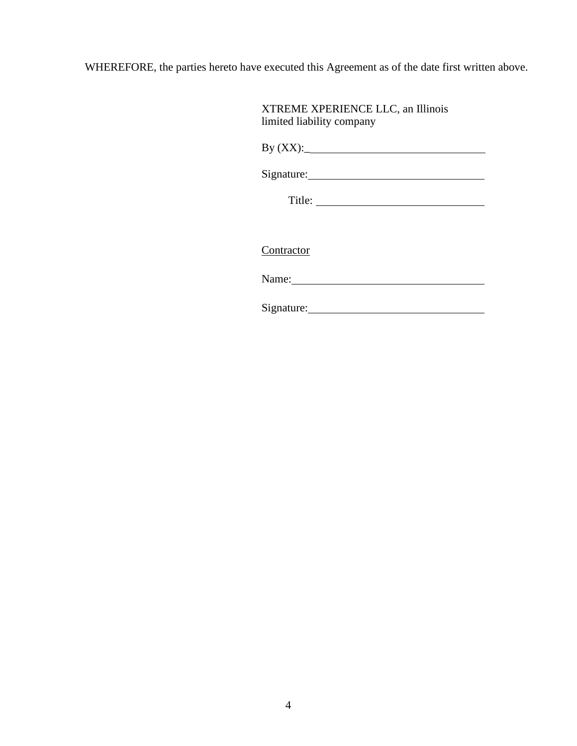WHEREFORE, the parties hereto have executed this Agreement as of the date first written above.

XTREME XPERIENCE LLC, an Illinois limited liability company

By (XX):_________________________________

Signature:_________________________________

Title: _________________________________

<u>Contractor</u>

Name:_________________________________

Signature:_________________________________